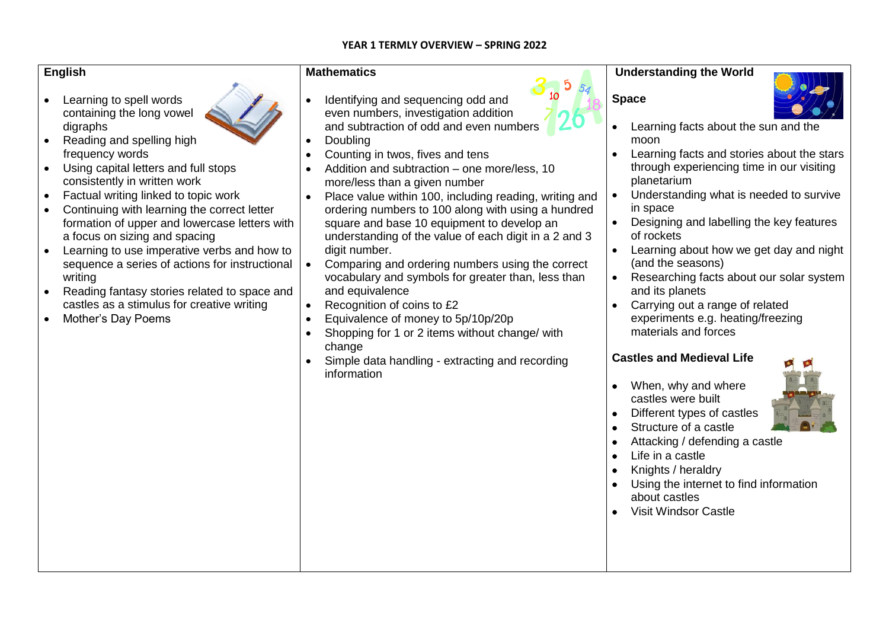# YEAR 1 TERMLY OVERVIEW – SPRING 2022

## English

- Learning to spell words containing the long vowel digraphs
- Reading and spelling high frequency words
- Using capital letters and full stops consistently in written work
- Factual writing linked to topic work
- Continuing with learning the correct letter formation of upper and lowercase letters with a focus on sizing and spacing
- Learning to use imperative verbs and how to sequence a series of actions for instructional writing
- Reading fantasy stories related to space and castles as a stimulus for creative writing
- Mother's Day Poems

## Mathematics

- Identifying and sequencing odd and even numbers, investigation addition and subtraction of odd and even numbers
- Doubling
- Counting in twos, fives and tens
- Addition and subtraction – one more/less, 10 more/less than a given number
- Place value within 100, including reading, writing and ordering numbers to 100 along with using a hundred square and base 10 equipment to develop an understanding of the value of each digit in a 2 and 3 digit number.
- Comparing and ordering numbers using the correct vocabulary and symbols for greater than, less than and equivalence
- Recognition of coins to £2
- Equivalence of money to 5p/10p/20p
- Shopping for 1 or 2 items without change/ with change
- Simple data handling - extracting and recording information

## Understanding the World

### Space

- Learning facts about the sun and the moon
- Learning facts and stories about the stars through experiencing time in our visiting planetarium
- Understanding what is needed to survive in space
- Designing and labelling the key features of rockets
- Learning about how we get day and night (and the seasons)
- Researching facts about our solar system and its planets
- Carrying out a range of related experiments e.g. heating/freezing materials and forces

### Castles and Medieval Life

- When, why and where castles were built
- Different types of castles
- Structure of a castle
- Attacking / defending a castle
- Life in a castle
- Knights / heraldry
- Using the internet to find information about castles
- Visit Windsor Castle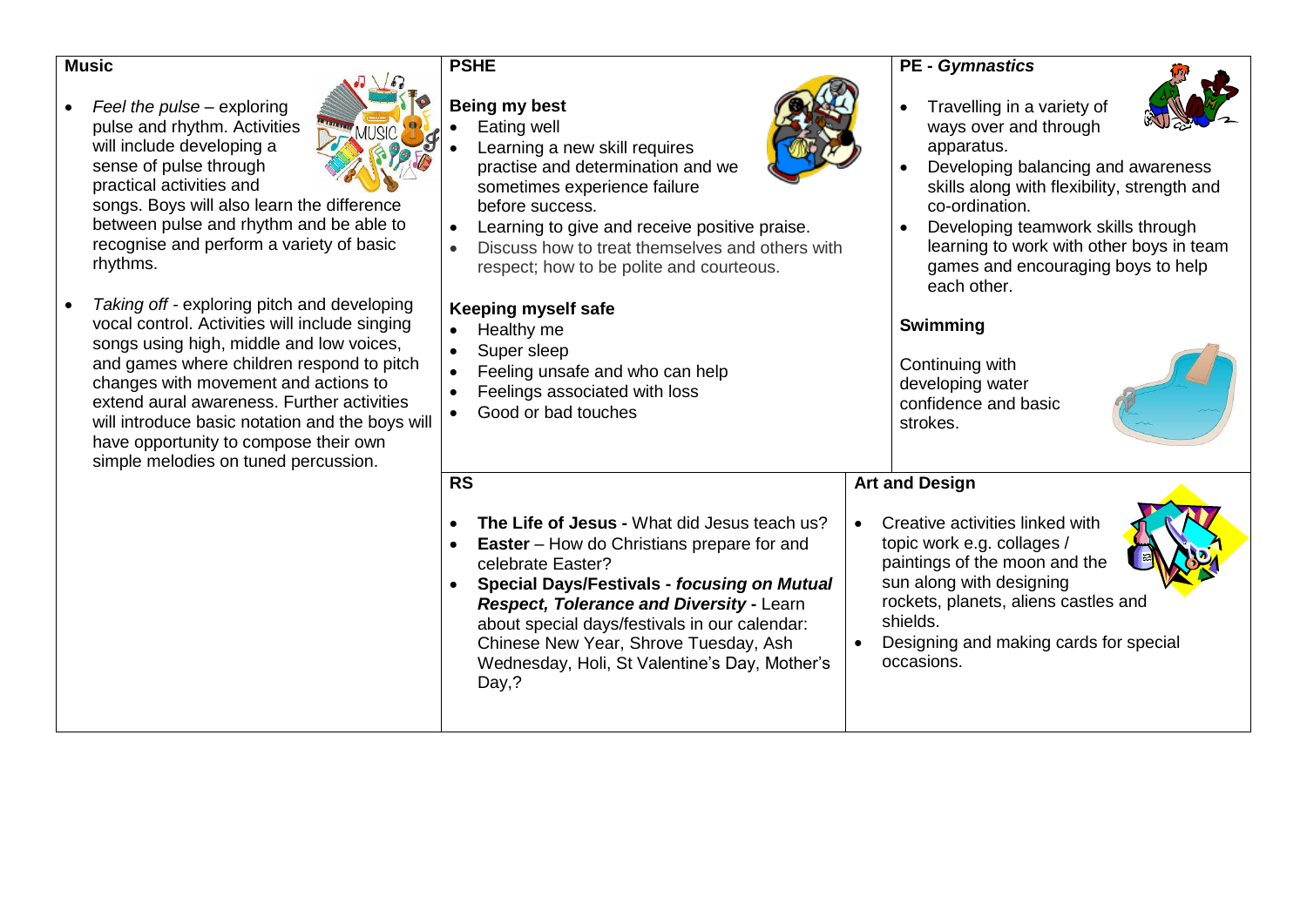## Music

- *Feel the pulse* – exploring pulse and rhythm. Activities will include developing a sense of pulse through practical activities and songs. Boys will also learn the difference between pulse and rhythm and be able to recognise and perform a variety of basic rhythms.
- *Taking off* - exploring pitch and developing vocal control. Activities will include singing songs using high, middle and low voices, and games where children respond to pitch changes with movement and actions to extend aural awareness. Further activities will introduce basic notation and the boys will have opportunity to compose their own simple melodies on tuned percussion.

## PSHE

### Being my best

- Eating well
- Learning a new skill requires practise and determination and we sometimes experience failure before success.
- Learning to give and receive positive praise.
- Discuss how to treat themselves and others with respect; how to be polite and courteous.

### Keeping myself safe

- Healthy me
- Super sleep
- Feeling unsafe and who can help
- Feelings associated with loss
- Good or bad touches

## PE - *Gymnastics*

- Travelling in a variety of ways over and through apparatus.
- Developing balancing and awareness skills along with flexibility, strength and co-ordination.
- Developing teamwork skills through learning to work with other boys in team games and encouraging boys to help each other.

### Swimming

Continuing with developing water confidence and basic strokes.

## RS

- **The Life of Jesus -** What did Jesus teach us?
- **Easter** – How do Christians prepare for and celebrate Easter?
- **Special Days/Festivals - *focusing on Mutual Respect, Tolerance and Diversity* -** Learn about special days/festivals in our calendar: Chinese New Year, Shrove Tuesday, Ash Wednesday, Holi, St Valentine's Day, Mother's Day,?

## Art and Design

- Creative activities linked with topic work e.g. collages / paintings of the moon and the sun along with designing rockets, planets, aliens castles and shields.
- Designing and making cards for special occasions.